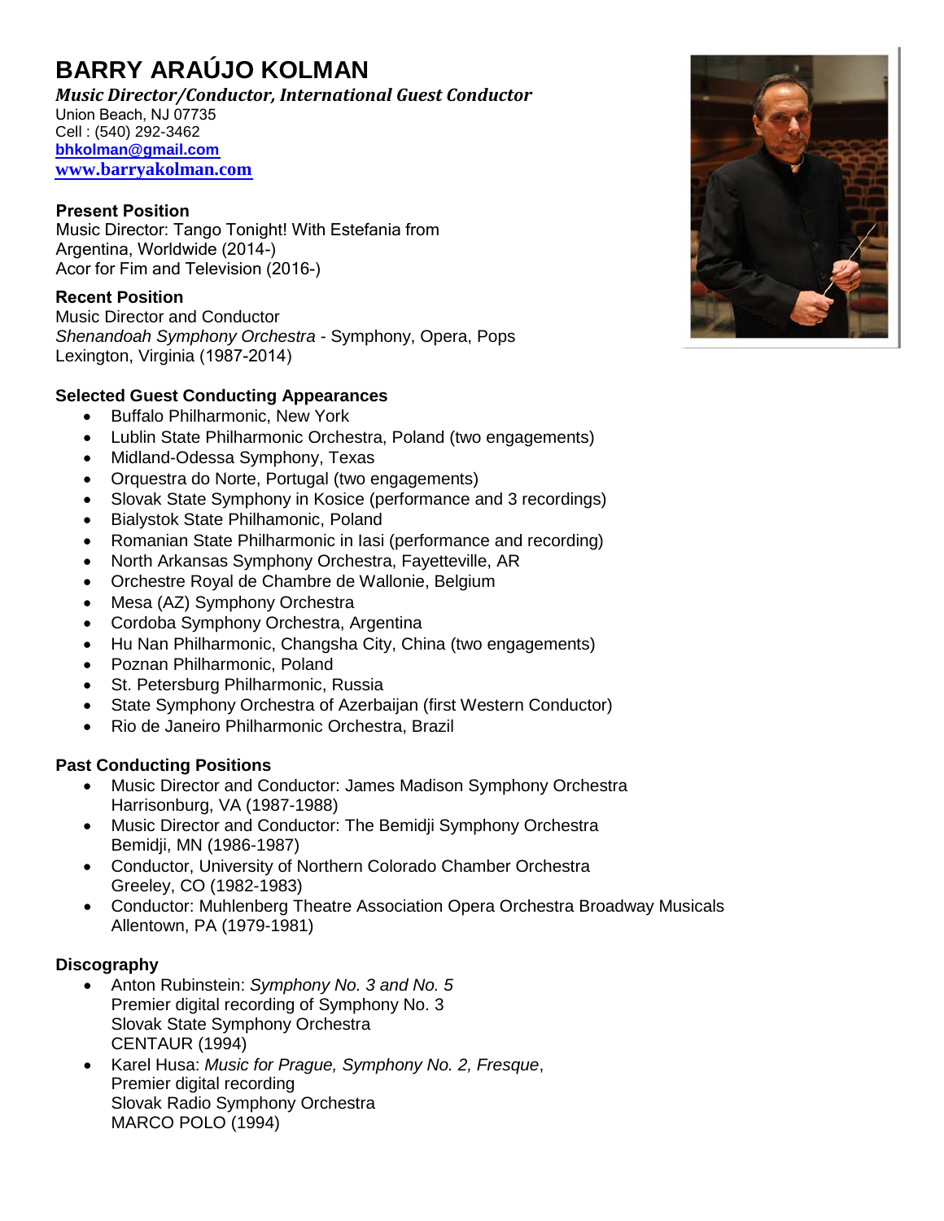# BARRY ARAÚJO KOLMAN

***Music Director/Conductor, International Guest Conductor***

Union Beach, NJ 07735
Cell : (540) 292-3462
**bhkolman@gmail.com**
**www.barryakolman.com**

### Present Position

Music Director: Tango Tonight! With Estefania from Argentina, Worldwide (2014-)
Acor for Fim and Television (2016-)

### Recent Position

Music Director and Conductor
*Shenandoah Symphony Orchestra* - Symphony, Opera, Pops
Lexington, Virginia (1987-2014)

### Selected Guest Conducting Appearances

- Buffalo Philharmonic, New York
- Lublin State Philharmonic Orchestra, Poland (two engagements)
- Midland-Odessa Symphony, Texas
- Orquestra do Norte, Portugal (two engagements)
- Slovak State Symphony in Kosice (performance and 3 recordings)
- Bialystok State Philhamonic, Poland
- Romanian State Philharmonic in Iasi (performance and recording)
- North Arkansas Symphony Orchestra, Fayetteville, AR
- Orchestre Royal de Chambre de Wallonie, Belgium
- Mesa (AZ) Symphony Orchestra
- Cordoba Symphony Orchestra, Argentina
- Hu Nan Philharmonic, Changsha City, China (two engagements)
- Poznan Philharmonic, Poland
- St. Petersburg Philharmonic, Russia
- State Symphony Orchestra of Azerbaijan (first Western Conductor)
- Rio de Janeiro Philharmonic Orchestra, Brazil

### Past Conducting Positions

- Music Director and Conductor: James Madison Symphony Orchestra
  Harrisonburg, VA (1987-1988)
- Music Director and Conductor: The Bemidji Symphony Orchestra
  Bemidji, MN (1986-1987)
- Conductor, University of Northern Colorado Chamber Orchestra
  Greeley, CO (1982-1983)
- Conductor: Muhlenberg Theatre Association Opera Orchestra Broadway Musicals
  Allentown, PA (1979-1981)

### Discography

- Anton Rubinstein: *Symphony No. 3 and No. 5*
  Premier digital recording of Symphony No. 3
  Slovak State Symphony Orchestra
  CENTAUR (1994)
- Karel Husa: *Music for Prague, Symphony No. 2, Fresque*,
  Premier digital recording
  Slovak Radio Symphony Orchestra
  MARCO POLO (1994)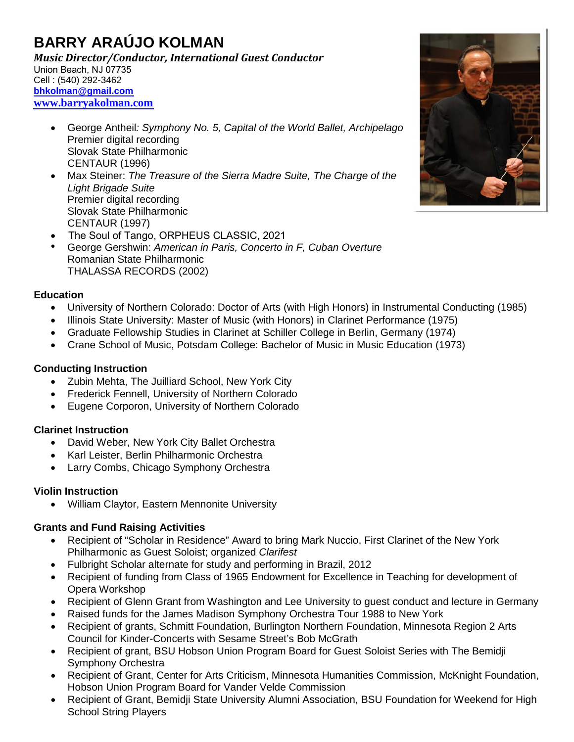# BARRY ARAÚJO KOLMAN

***Music Director/Conductor, International Guest Conductor***

Union Beach, NJ 07735
Cell : (540) 292-3462
**bhkolman@gmail.com**
**www.barryakolman.com**

- George Antheil*: Symphony No. 5, Capital of the World Ballet, Archipelago*
  Premier digital recording
  Slovak State Philharmonic
  CENTAUR (1996)
- Max Steiner: *The Treasure of the Sierra Madre Suite, The Charge of the Light Brigade Suite*
  Premier digital recording
  Slovak State Philharmonic
  CENTAUR (1997)
- The Soul of Tango, ORPHEUS CLASSIC, 2021
- George Gershwin: *American in Paris, Concerto in F, Cuban Overture*
  Romanian State Philharmonic
  THALASSA RECORDS (2002)

### Education

- University of Northern Colorado: Doctor of Arts (with High Honors) in Instrumental Conducting (1985)
- Illinois State University: Master of Music (with Honors) in Clarinet Performance (1975)
- Graduate Fellowship Studies in Clarinet at Schiller College in Berlin, Germany (1974)
- Crane School of Music, Potsdam College: Bachelor of Music in Music Education (1973)

### Conducting Instruction

- Zubin Mehta, The Juilliard School, New York City
- Frederick Fennell, University of Northern Colorado
- Eugene Corporon, University of Northern Colorado

### Clarinet Instruction

- David Weber, New York City Ballet Orchestra
- Karl Leister, Berlin Philharmonic Orchestra
- Larry Combs, Chicago Symphony Orchestra

### Violin Instruction

- William Claytor, Eastern Mennonite University

### Grants and Fund Raising Activities

- Recipient of "Scholar in Residence" Award to bring Mark Nuccio, First Clarinet of the New York Philharmonic as Guest Soloist; organized *Clarifest*
- Fulbright Scholar alternate for study and performing in Brazil, 2012
- Recipient of funding from Class of 1965 Endowment for Excellence in Teaching for development of Opera Workshop
- Recipient of Glenn Grant from Washington and Lee University to guest conduct and lecture in Germany
- Raised funds for the James Madison Symphony Orchestra Tour 1988 to New York
- Recipient of grants, Schmitt Foundation, Burlington Northern Foundation, Minnesota Region 2 Arts Council for Kinder-Concerts with Sesame Street's Bob McGrath
- Recipient of grant, BSU Hobson Union Program Board for Guest Soloist Series with The Bemidji Symphony Orchestra
- Recipient of Grant, Center for Arts Criticism, Minnesota Humanities Commission, McKnight Foundation, Hobson Union Program Board for Vander Velde Commission
- Recipient of Grant, Bemidji State University Alumni Association, BSU Foundation for Weekend for High School String Players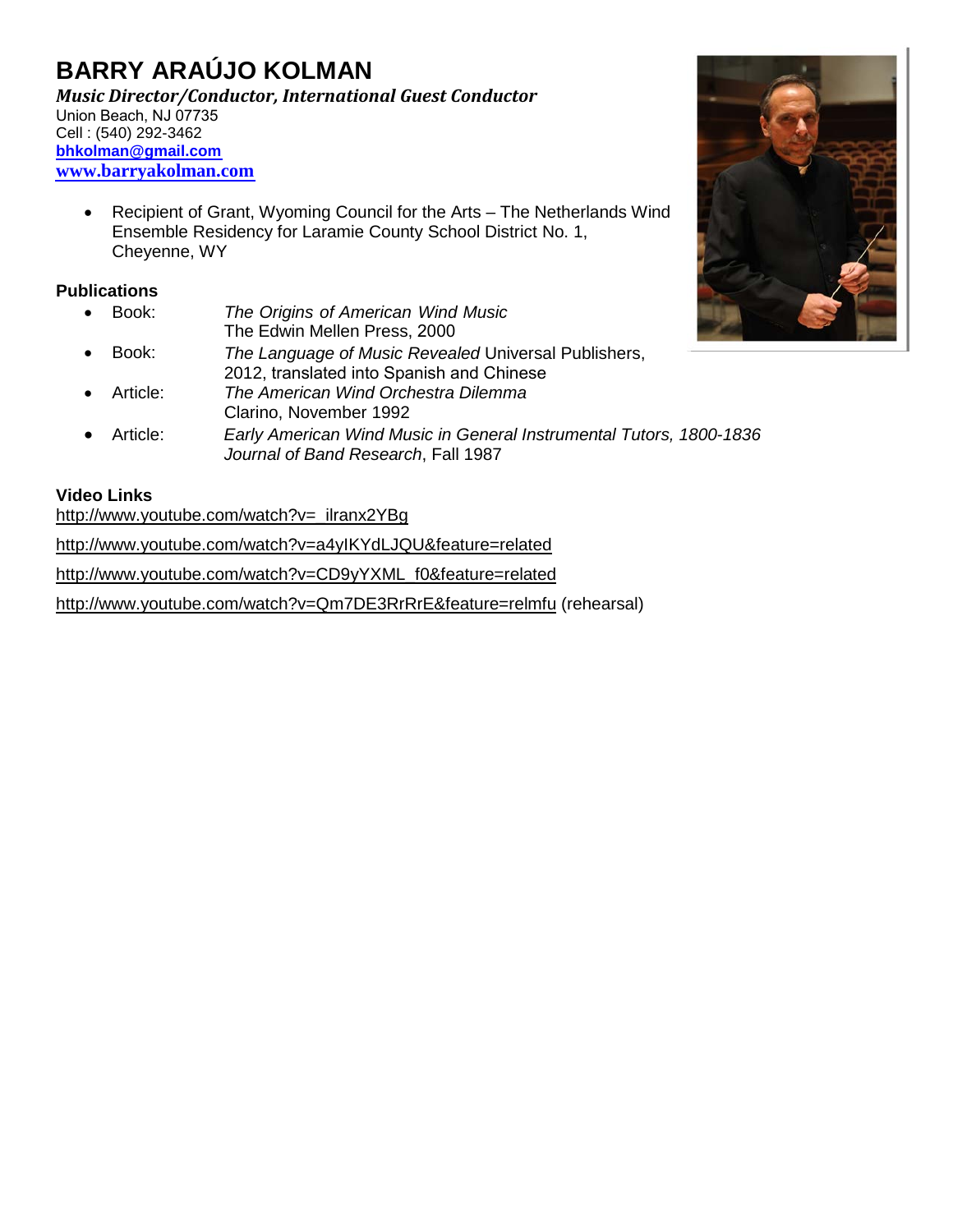# BARRY ARAÚJO KOLMAN

***Music Director/Conductor, International Guest Conductor***

Union Beach, NJ 07735
Cell : (540) 292-3462
**bhkolman@gmail.com**
**www.barryakolman.com**

- Recipient of Grant, Wyoming Council for the Arts – The Netherlands Wind Ensemble Residency for Laramie County School District No. 1, Cheyenne, WY

### Publications

- Book: *The Origins of American Wind Music* The Edwin Mellen Press, 2000
- Book: *The Language of Music Revealed* Universal Publishers, 2012, translated into Spanish and Chinese
- Article: *The American Wind Orchestra Dilemma* Clarino, November 1992
- Article: *Early American Wind Music in General Instrumental Tutors, 1800-1836* *Journal of Band Research*, Fall 1987

### Video Links

http://www.youtube.com/watch?v=_ilranx2YBg

http://www.youtube.com/watch?v=a4yIKYdLJQU&feature=related

http://www.youtube.com/watch?v=CD9yYXML_f0&feature=related

http://www.youtube.com/watch?v=Qm7DE3RrRrE&feature=relmfu (rehearsal)